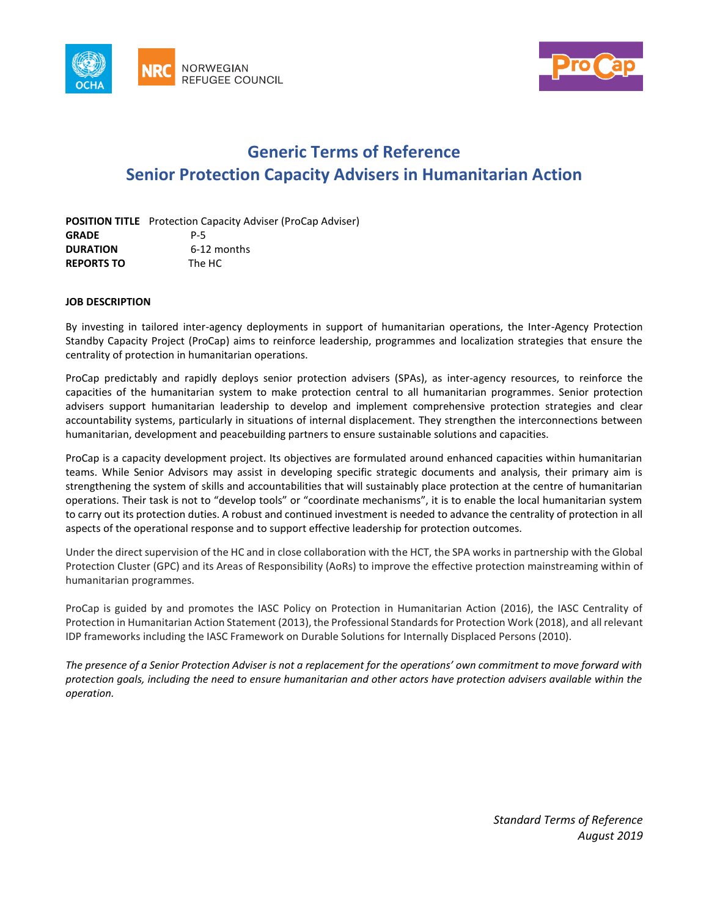# Generic Terms of Reference
# Senior Protection Capacity Advisers in Humanitarian Action

**POSITION TITLE** Protection Capacity Adviser (ProCap Adviser)
**GRADE** P-5
**DURATION** 6-12 months
**REPORTS TO** The HC

**JOB DESCRIPTION**

By investing in tailored inter-agency deployments in support of humanitarian operations, the Inter-Agency Protection Standby Capacity Project (ProCap) aims to reinforce leadership, programmes and localization strategies that ensure the centrality of protection in humanitarian operations.

ProCap predictably and rapidly deploys senior protection advisers (SPAs), as inter-agency resources, to reinforce the capacities of the humanitarian system to make protection central to all humanitarian programmes. Senior protection advisers support humanitarian leadership to develop and implement comprehensive protection strategies and clear accountability systems, particularly in situations of internal displacement. They strengthen the interconnections between humanitarian, development and peacebuilding partners to ensure sustainable solutions and capacities.

ProCap is a capacity development project. Its objectives are formulated around enhanced capacities within humanitarian teams. While Senior Advisors may assist in developing specific strategic documents and analysis, their primary aim is strengthening the system of skills and accountabilities that will sustainably place protection at the centre of humanitarian operations. Their task is not to "develop tools" or "coordinate mechanisms", it is to enable the local humanitarian system to carry out its protection duties. A robust and continued investment is needed to advance the centrality of protection in all aspects of the operational response and to support effective leadership for protection outcomes.

Under the direct supervision of the HC and in close collaboration with the HCT, the SPA works in partnership with the Global Protection Cluster (GPC) and its Areas of Responsibility (AoRs) to improve the effective protection mainstreaming within of humanitarian programmes.

ProCap is guided by and promotes the IASC Policy on Protection in Humanitarian Action (2016), the IASC Centrality of Protection in Humanitarian Action Statement (2013), the Professional Standards for Protection Work (2018), and all relevant IDP frameworks including the IASC Framework on Durable Solutions for Internally Displaced Persons (2010).

*The presence of a Senior Protection Adviser is not a replacement for the operations' own commitment to move forward with protection goals, including the need to ensure humanitarian and other actors have protection advisers available within the operation.*

*Standard Terms of Reference*
*August 2019*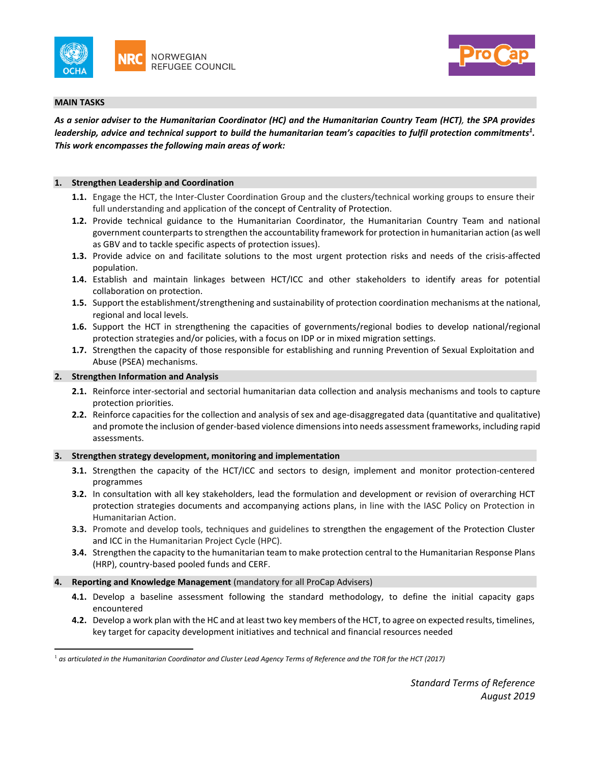## MAIN TASKS

***As a senior adviser to the Humanitarian Coordinator (HC) and the Humanitarian Country Team (HCT), the SPA provides leadership, advice and technical support to build the humanitarian team's capacities to fulfil protection commitments[1]. This work encompasses the following main areas of work:***

### 1. Strengthen Leadership and Coordination

- **1.1.** Engage the HCT, the Inter-Cluster Coordination Group and the clusters/technical working groups to ensure their full understanding and application of the concept of Centrality of Protection.
- **1.2.** Provide technical guidance to the Humanitarian Coordinator, the Humanitarian Country Team and national government counterparts to strengthen the accountability framework for protection in humanitarian action (as well as GBV and to tackle specific aspects of protection issues).
- **1.3.** Provide advice on and facilitate solutions to the most urgent protection risks and needs of the crisis-affected population.
- **1.4.** Establish and maintain linkages between HCT/ICC and other stakeholders to identify areas for potential collaboration on protection.
- **1.5.** Support the establishment/strengthening and sustainability of protection coordination mechanisms at the national, regional and local levels.
- **1.6.** Support the HCT in strengthening the capacities of governments/regional bodies to develop national/regional protection strategies and/or policies, with a focus on IDP or in mixed migration settings.
- **1.7.** Strengthen the capacity of those responsible for establishing and running Prevention of Sexual Exploitation and Abuse (PSEA) mechanisms.

### 2. Strengthen Information and Analysis

- **2.1.** Reinforce inter-sectorial and sectorial humanitarian data collection and analysis mechanisms and tools to capture protection priorities.
- **2.2.** Reinforce capacities for the collection and analysis of sex and age-disaggregated data (quantitative and qualitative) and promote the inclusion of gender-based violence dimensions into needs assessment frameworks, including rapid assessments.

### 3. Strengthen strategy development, monitoring and implementation

- **3.1.** Strengthen the capacity of the HCT/ICC and sectors to design, implement and monitor protection-centered programmes
- **3.2.** In consultation with all key stakeholders, lead the formulation and development or revision of overarching HCT protection strategies documents and accompanying actions plans, in line with the IASC Policy on Protection in Humanitarian Action.
- **3.3.** Promote and develop tools, techniques and guidelines to strengthen the engagement of the Protection Cluster and ICC in the Humanitarian Project Cycle (HPC).
- **3.4.** Strengthen the capacity to the humanitarian team to make protection central to the Humanitarian Response Plans (HRP), country-based pooled funds and CERF.

### 4. Reporting and Knowledge Management (mandatory for all ProCap Advisers)

- **4.1.** Develop a baseline assessment following the standard methodology, to define the initial capacity gaps encountered
- **4.2.** Develop a work plan with the HC and at least two key members of the HCT, to agree on expected results, timelines, key target for capacity development initiatives and technical and financial resources needed

---

[1] *as articulated in the Humanitarian Coordinator and Cluster Lead Agency Terms of Reference and the TOR for the HCT (2017)*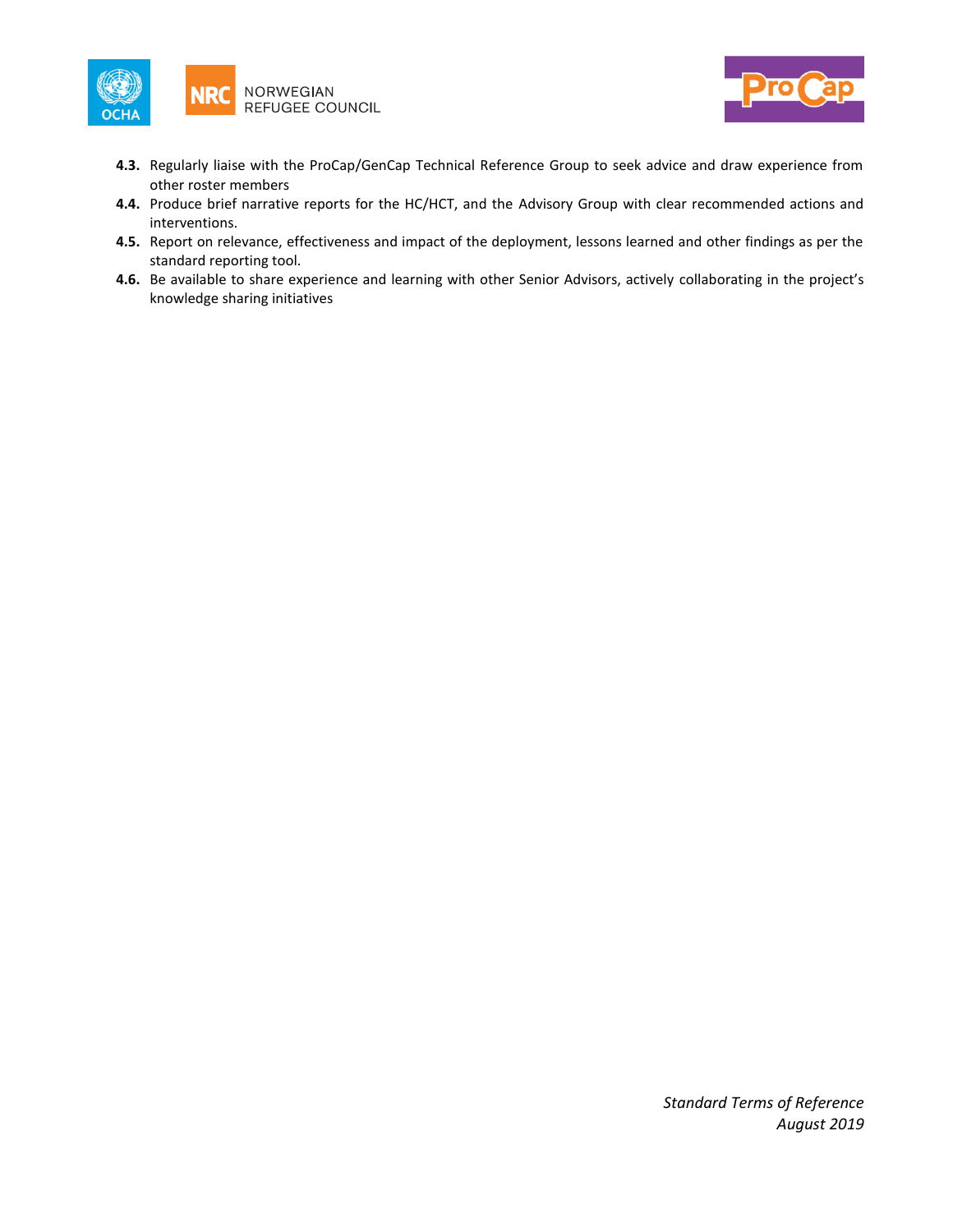**4.3.** Regularly liaise with the ProCap/GenCap Technical Reference Group to seek advice and draw experience from other roster members

**4.4.** Produce brief narrative reports for the HC/HCT, and the Advisory Group with clear recommended actions and interventions.

**4.5.** Report on relevance, effectiveness and impact of the deployment, lessons learned and other findings as per the standard reporting tool.

**4.6.** Be available to share experience and learning with other Senior Advisors, actively collaborating in the project's knowledge sharing initiatives